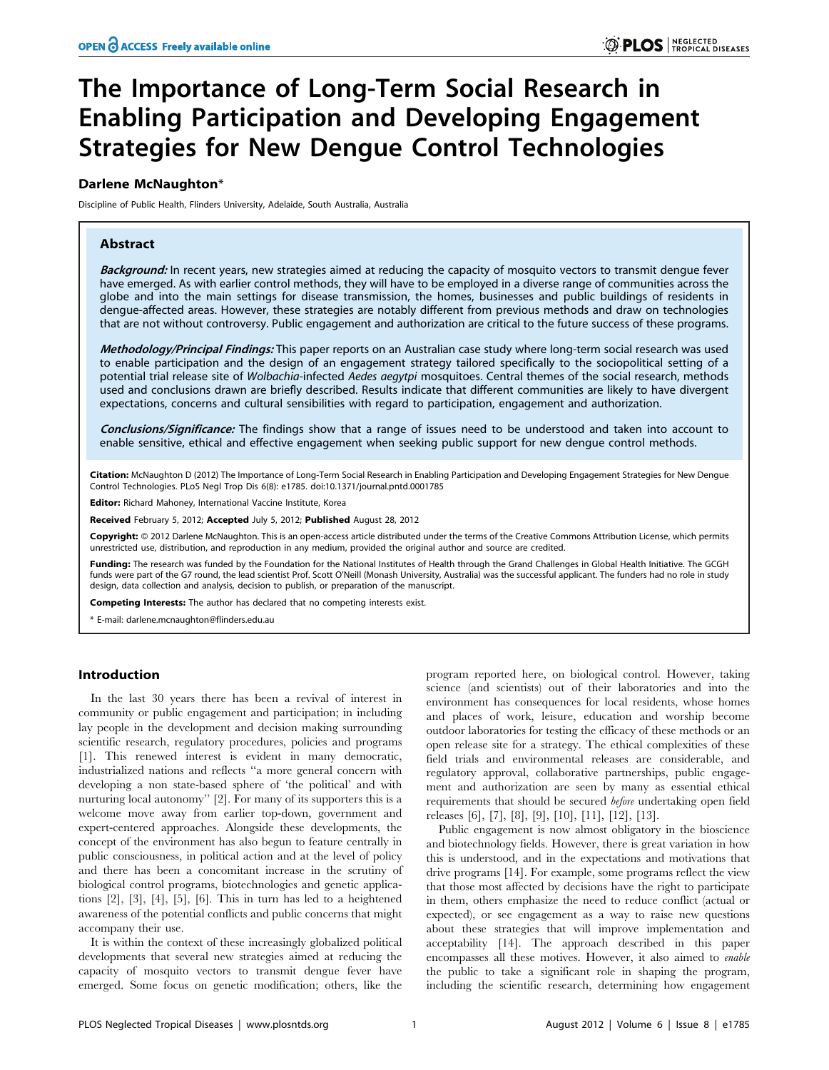# The Importance of Long-Term Social Research in Enabling Participation and Developing Engagement Strategies for New Dengue Control Technologies

**Darlene McNaughton***

Discipline of Public Health, Flinders University, Adelaide, South Australia, Australia

## Abstract

***Background:*** In recent years, new strategies aimed at reducing the capacity of mosquito vectors to transmit dengue fever have emerged. As with earlier control methods, they will have to be employed in a diverse range of communities across the globe and into the main settings for disease transmission, the homes, businesses and public buildings of residents in dengue-affected areas. However, these strategies are notably different from previous methods and draw on technologies that are not without controversy. Public engagement and authorization are critical to the future success of these programs.

***Methodology/Principal Findings:*** This paper reports on an Australian case study where long-term social research was used to enable participation and the design of an engagement strategy tailored specifically to the sociopolitical setting of a potential trial release site of *Wolbachia*-infected *Aedes aegypti* mosquitoes. Central themes of the social research, methods used and conclusions drawn are briefly described. Results indicate that different communities are likely to have divergent expectations, concerns and cultural sensibilities with regard to participation, engagement and authorization.

***Conclusions/Significance:*** The findings show that a range of issues need to be understood and taken into account to enable sensitive, ethical and effective engagement when seeking public support for new dengue control methods.

**Citation:** McNaughton D (2012) The Importance of Long-Term Social Research in Enabling Participation and Developing Engagement Strategies for New Dengue Control Technologies. PLoS Negl Trop Dis 6(8): e1785. doi:10.1371/journal.pntd.0001785

**Editor:** Richard Mahoney, International Vaccine Institute, Korea

**Received** February 5, 2012; **Accepted** July 5, 2012; **Published** August 28, 2012

**Copyright:** © 2012 Darlene McNaughton. This is an open-access article distributed under the terms of the Creative Commons Attribution License, which permits unrestricted use, distribution, and reproduction in any medium, provided the original author and source are credited.

**Funding:** The research was funded by the Foundation for the National Institutes of Health through the Grand Challenges in Global Health Initiative. The GCGH funds were part of the G7 round, the lead scientist Prof. Scott O'Neill (Monash University, Australia) was the successful applicant. The funders had no role in study design, data collection and analysis, decision to publish, or preparation of the manuscript.

**Competing Interests:** The author has declared that no competing interests exist.

\* E-mail: darlene.mcnaughton@flinders.edu.au

## Introduction

In the last 30 years there has been a revival of interest in community or public engagement and participation; in including lay people in the development and decision making surrounding scientific research, regulatory procedures, policies and programs [1]. This renewed interest is evident in many democratic, industrialized nations and reflects "a more general concern with developing a non state-based sphere of 'the political' and with nurturing local autonomy" [2]. For many of its supporters this is a welcome move away from earlier top-down, government and expert-centered approaches. Alongside these developments, the concept of the environment has also begun to feature centrally in public consciousness, in political action and at the level of policy and there has been a concomitant increase in the scrutiny of biological control programs, biotechnologies and genetic applications [2], [3], [4], [5], [6]. This in turn has led to a heightened awareness of the potential conflicts and public concerns that might accompany their use.

It is within the context of these increasingly globalized political developments that several new strategies aimed at reducing the capacity of mosquito vectors to transmit dengue fever have emerged. Some focus on genetic modification; others, like the program reported here, on biological control. However, taking science (and scientists) out of their laboratories and into the environment has consequences for local residents, whose homes and places of work, leisure, education and worship become outdoor laboratories for testing the efficacy of these methods or an open release site for a strategy. The ethical complexities of these field trials and environmental releases are considerable, and regulatory approval, collaborative partnerships, public engagement and authorization are seen by many as essential ethical requirements that should be secured *before* undertaking open field releases [6], [7], [8], [9], [10], [11], [12], [13].

Public engagement is now almost obligatory in the bioscience and biotechnology fields. However, there is great variation in how this is understood, and in the expectations and motivations that drive programs [14]. For example, some programs reflect the view that those most affected by decisions have the right to participate in them, others emphasize the need to reduce conflict (actual or expected), or see engagement as a way to raise new questions about these strategies that will improve implementation and acceptability [14]. The approach described in this paper encompasses all these motives. However, it also aimed to *enable* the public to take a significant role in shaping the program, including the scientific research, determining how engagement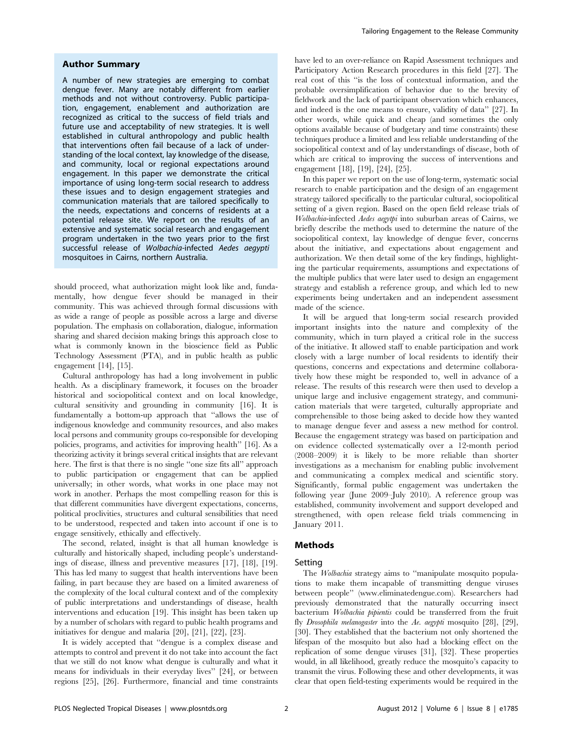## Author Summary

A number of new strategies are emerging to combat dengue fever. Many are notably different from earlier methods and not without controversy. Public participation, engagement, enablement and authorization are recognized as critical to the success of field trials and future use and acceptability of new strategies. It is well established in cultural anthropology and public health that interventions often fail because of a lack of understanding of the local context, lay knowledge of the disease, and community, local or regional expectations around engagement. In this paper we demonstrate the critical importance of using long-term social research to address these issues and to design engagement strategies and communication materials that are tailored specifically to the needs, expectations and concerns of residents at a potential release site. We report on the results of an extensive and systematic social research and engagement program undertaken in the two years prior to the first successful release of *Wolbachia*-infected *Aedes aegypti* mosquitoes in Cairns, northern Australia.

should proceed, what authorization might look like and, fundamentally, how dengue fever should be managed in their community. This was achieved through formal discussions with as wide a range of people as possible across a large and diverse population. The emphasis on collaboration, dialogue, information sharing and shared decision making brings this approach close to what is commonly known in the bioscience field as Public Technology Assessment (PTA), and in public health as public engagement [14], [15].

Cultural anthropology has had a long involvement in public health. As a disciplinary framework, it focuses on the broader historical and sociopolitical context and on local knowledge, cultural sensitivity and grounding in community [16]. It is fundamentally a bottom-up approach that "allows the use of indigenous knowledge and community resources, and also makes local persons and community groups co-responsible for developing policies, programs, and activities for improving health" [16]. As a theorizing activity it brings several critical insights that are relevant here. The first is that there is no single "one size fits all" approach to public participation or engagement that can be applied universally; in other words, what works in one place may not work in another. Perhaps the most compelling reason for this is that different communities have divergent expectations, concerns, political proclivities, structures and cultural sensibilities that need to be understood, respected and taken into account if one is to engage sensitively, ethically and effectively.

The second, related, insight is that all human knowledge is culturally and historically shaped, including people's understandings of disease, illness and preventive measures [17], [18], [19]. This has led many to suggest that health interventions have been failing, in part because they are based on a limited awareness of the complexity of the local cultural context and of the complexity of public interpretations and understandings of disease, health interventions and education [19]. This insight has been taken up by a number of scholars with regard to public health programs and initiatives for dengue and malaria [20], [21], [22], [23].

It is widely accepted that "dengue is a complex disease and attempts to control and prevent it do not take into account the fact that we still do not know what dengue is culturally and what it means for individuals in their everyday lives" [24], or between regions [25], [26]. Furthermore, financial and time constraints have led to an over-reliance on Rapid Assessment techniques and Participatory Action Research procedures in this field [27]. The real cost of this "is the loss of contextual information, and the probable oversimplification of behavior due to the brevity of fieldwork and the lack of participant observation which enhances, and indeed is the one means to ensure, validity of data" [27]. In other words, while quick and cheap (and sometimes the only options available because of budgetary and time constraints) these techniques produce a limited and less reliable understanding of the sociopolitical context and of lay understandings of disease, both of which are critical to improving the success of interventions and engagement [18], [19], [24], [25].

In this paper we report on the use of long-term, systematic social research to enable participation and the design of an engagement strategy tailored specifically to the particular cultural, sociopolitical setting of a given region. Based on the open field release trials of *Wolbachia*-infected *Aedes aegytpi* into suburban areas of Cairns, we briefly describe the methods used to determine the nature of the sociopolitical context, lay knowledge of dengue fever, concerns about the initiative, and expectations about engagement and authorization. We then detail some of the key findings, highlighting the particular requirements, assumptions and expectations of the multiple publics that were later used to design an engagement strategy and establish a reference group, and which led to new experiments being undertaken and an independent assessment made of the science.

It will be argued that long-term social research provided important insights into the nature and complexity of the community, which in turn played a critical role in the success of the initiative. It allowed staff to enable participation and work closely with a large number of local residents to identify their questions, concerns and expectations and determine collaboratively how these might be responded to, well in advance of a release. The results of this research were then used to develop a unique large and inclusive engagement strategy, and communication materials that were targeted, culturally appropriate and comprehensible to those being asked to decide how they wanted to manage dengue fever and assess a new method for control. Because the engagement strategy was based on participation and on evidence collected systematically over a 12-month period (2008–2009) it is likely to be more reliable than shorter investigations as a mechanism for enabling public involvement and communicating a complex medical and scientific story. Significantly, formal public engagement was undertaken the following year (June 2009–July 2010). A reference group was established, community involvement and support developed and strengthened, with open release field trials commencing in January 2011.

## Methods

### Setting

The *Wolbachia* strategy aims to "manipulate mosquito populations to make them incapable of transmitting dengue viruses between people" (www.eliminatedengue.com). Researchers had previously demonstrated that the naturally occurring insect bacterium *Wolbachia pipientis* could be transferred from the fruit fly *Drosophila melanogaster* into the *Ae. aegypti* mosquito [28], [29], [30]. They established that the bacterium not only shortened the lifespan of the mosquito but also had a blocking effect on the replication of some dengue viruses [31], [32]. These properties would, in all likelihood, greatly reduce the mosquito's capacity to transmit the virus. Following these and other developments, it was clear that open field-testing experiments would be required in the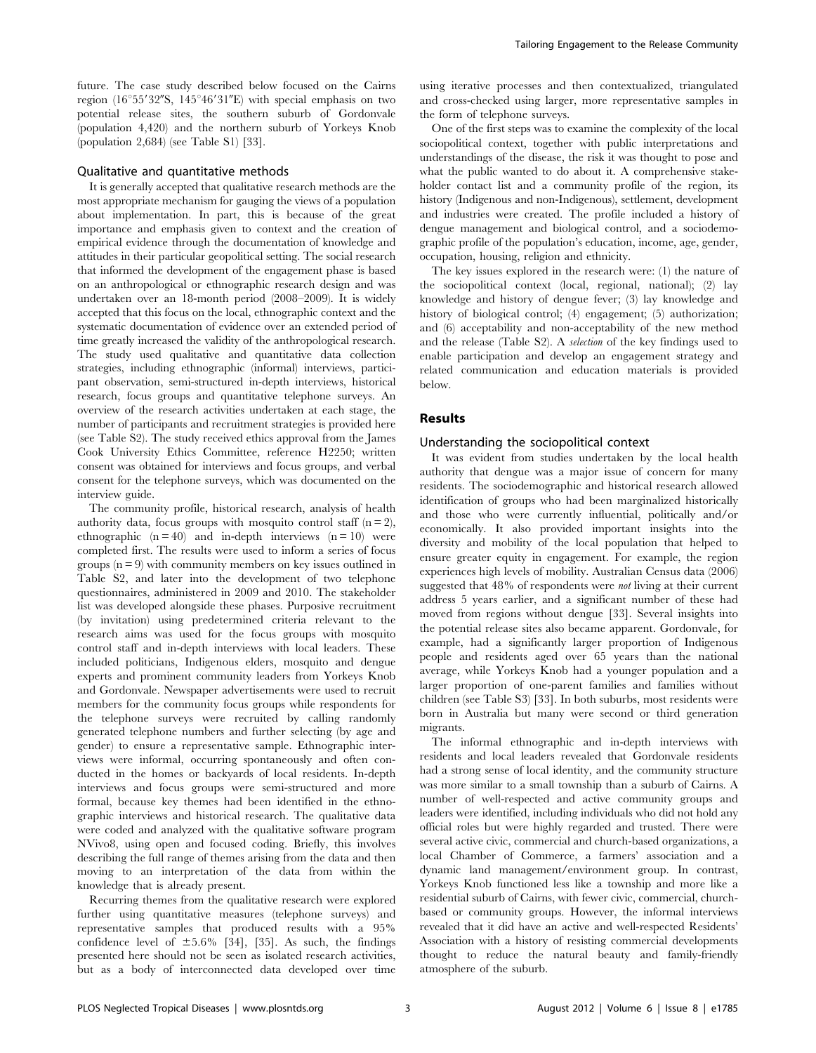future. The case study described below focused on the Cairns region (16°55′32″S, 145°46′31″E) with special emphasis on two potential release sites, the southern suburb of Gordonvale (population 4,420) and the northern suburb of Yorkeys Knob (population 2,684) (see Table S1) [33].

### Qualitative and quantitative methods

It is generally accepted that qualitative research methods are the most appropriate mechanism for gauging the views of a population about implementation. In part, this is because of the great importance and emphasis given to context and the creation of empirical evidence through the documentation of knowledge and attitudes in their particular geopolitical setting. The social research that informed the development of the engagement phase is based on an anthropological or ethnographic research design and was undertaken over an 18-month period (2008–2009). It is widely accepted that this focus on the local, ethnographic context and the systematic documentation of evidence over an extended period of time greatly increased the validity of the anthropological research. The study used qualitative and quantitative data collection strategies, including ethnographic (informal) interviews, participant observation, semi-structured in-depth interviews, historical research, focus groups and quantitative telephone surveys. An overview of the research activities undertaken at each stage, the number of participants and recruitment strategies is provided here (see Table S2). The study received ethics approval from the James Cook University Ethics Committee, reference H2250; written consent was obtained for interviews and focus groups, and verbal consent for the telephone surveys, which was documented on the interview guide.

The community profile, historical research, analysis of health authority data, focus groups with mosquito control staff ($n = 2$), ethnographic ($n = 40$) and in-depth interviews ($n = 10$) were completed first. The results were used to inform a series of focus groups ($n = 9$) with community members on key issues outlined in Table S2, and later into the development of two telephone questionnaires, administered in 2009 and 2010. The stakeholder list was developed alongside these phases. Purposive recruitment (by invitation) using predetermined criteria relevant to the research aims was used for the focus groups with mosquito control staff and in-depth interviews with local leaders. These included politicians, Indigenous elders, mosquito and dengue experts and prominent community leaders from Yorkeys Knob and Gordonvale. Newspaper advertisements were used to recruit members for the community focus groups while respondents for the telephone surveys were recruited by calling randomly generated telephone numbers and further selecting (by age and gender) to ensure a representative sample. Ethnographic interviews were informal, occurring spontaneously and often conducted in the homes or backyards of local residents. In-depth interviews and focus groups were semi-structured and more formal, because key themes had been identified in the ethnographic interviews and historical research. The qualitative data were coded and analyzed with the qualitative software program NVivo8, using open and focused coding. Briefly, this involves describing the full range of themes arising from the data and then moving to an interpretation of the data from within the knowledge that is already present.

Recurring themes from the qualitative research were explored further using quantitative measures (telephone surveys) and representative samples that produced results with a 95% confidence level of ±5.6% [34], [35]. As such, the findings presented here should not be seen as isolated research activities, but as a body of interconnected data developed over time using iterative processes and then contextualized, triangulated and cross-checked using larger, more representative samples in the form of telephone surveys.

One of the first steps was to examine the complexity of the local sociopolitical context, together with public interpretations and understandings of the disease, the risk it was thought to pose and what the public wanted to do about it. A comprehensive stakeholder contact list and a community profile of the region, its history (Indigenous and non-Indigenous), settlement, development and industries were created. The profile included a history of dengue management and biological control, and a sociodemographic profile of the population's education, income, age, gender, occupation, housing, religion and ethnicity.

The key issues explored in the research were: (1) the nature of the sociopolitical context (local, regional, national); (2) lay knowledge and history of dengue fever; (3) lay knowledge and history of biological control; (4) engagement; (5) authorization; and (6) acceptability and non-acceptability of the new method and the release (Table S2). A *selection* of the key findings used to enable participation and develop an engagement strategy and related communication and education materials is provided below.

## Results

### Understanding the sociopolitical context

It was evident from studies undertaken by the local health authority that dengue was a major issue of concern for many residents. The sociodemographic and historical research allowed identification of groups who had been marginalized historically and those who were currently influential, politically and/or economically. It also provided important insights into the diversity and mobility of the local population that helped to ensure greater equity in engagement. For example, the region experiences high levels of mobility. Australian Census data (2006) suggested that 48% of respondents were *not* living at their current address 5 years earlier, and a significant number of these had moved from regions without dengue [33]. Several insights into the potential release sites also became apparent. Gordonvale, for example, had a significantly larger proportion of Indigenous people and residents aged over 65 years than the national average, while Yorkeys Knob had a younger population and a larger proportion of one-parent families and families without children (see Table S3) [33]. In both suburbs, most residents were born in Australia but many were second or third generation migrants.

The informal ethnographic and in-depth interviews with residents and local leaders revealed that Gordonvale residents had a strong sense of local identity, and the community structure was more similar to a small township than a suburb of Cairns. A number of well-respected and active community groups and leaders were identified, including individuals who did not hold any official roles but were highly regarded and trusted. There were several active civic, commercial and church-based organizations, a local Chamber of Commerce, a farmers' association and a dynamic land management/environment group. In contrast, Yorkeys Knob functioned less like a township and more like a residential suburb of Cairns, with fewer civic, commercial, church-based or community groups. However, the informal interviews revealed that it did have an active and well-respected Residents' Association with a history of resisting commercial developments thought to reduce the natural beauty and family-friendly atmosphere of the suburb.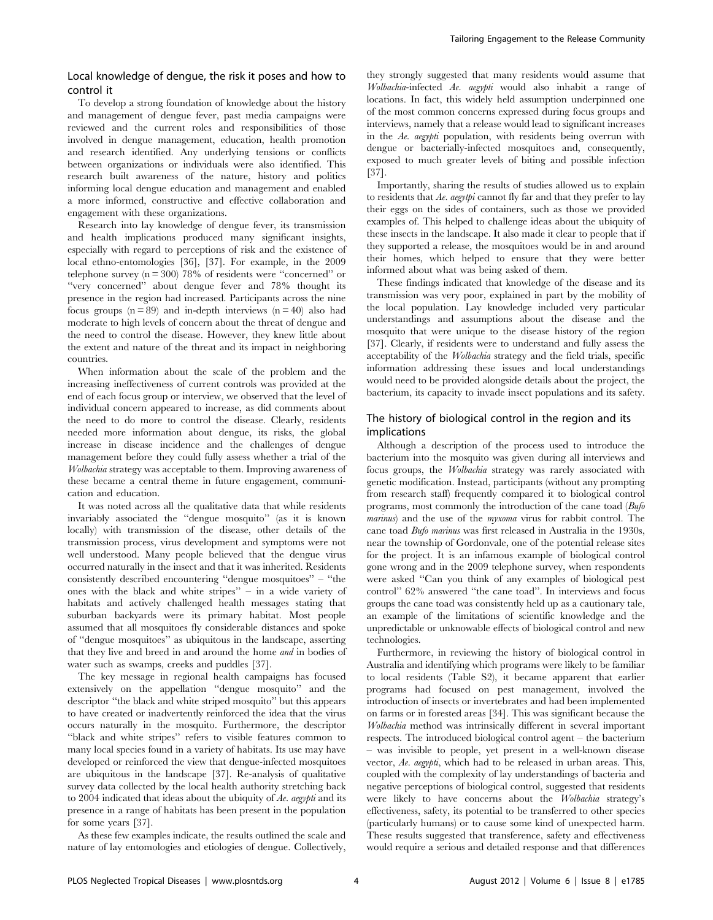## Local knowledge of dengue, the risk it poses and how to control it

To develop a strong foundation of knowledge about the history and management of dengue fever, past media campaigns were reviewed and the current roles and responsibilities of those involved in dengue management, education, health promotion and research identified. Any underlying tensions or conflicts between organizations or individuals were also identified. This research built awareness of the nature, history and politics informing local dengue education and management and enabled a more informed, constructive and effective collaboration and engagement with these organizations.

Research into lay knowledge of dengue fever, its transmission and health implications produced many significant insights, especially with regard to perceptions of risk and the existence of local ethno-entomologies [36], [37]. For example, in the 2009 telephone survey (n = 300) 78% of residents were "concerned" or "very concerned" about dengue fever and 78% thought its presence in the region had increased. Participants across the nine focus groups (n = 89) and in-depth interviews (n = 40) also had moderate to high levels of concern about the threat of dengue and the need to control the disease. However, they knew little about the extent and nature of the threat and its impact in neighboring countries.

When information about the scale of the problem and the increasing ineffectiveness of current controls was provided at the end of each focus group or interview, we observed that the level of individual concern appeared to increase, as did comments about the need to do more to control the disease. Clearly, residents needed more information about dengue, its risks, the global increase in disease incidence and the challenges of dengue management before they could fully assess whether a trial of the *Wolbachia* strategy was acceptable to them. Improving awareness of these became a central theme in future engagement, communication and education.

It was noted across all the qualitative data that while residents invariably associated the "dengue mosquito" (as it is known locally) with transmission of the disease, other details of the transmission process, virus development and symptoms were not well understood. Many people believed that the dengue virus occurred naturally in the insect and that it was inherited. Residents consistently described encountering "dengue mosquitoes" – "the ones with the black and white stripes" – in a wide variety of habitats and actively challenged health messages stating that suburban backyards were its primary habitat. Most people assumed that all mosquitoes fly considerable distances and spoke of "dengue mosquitoes" as ubiquitous in the landscape, asserting that they live and breed in and around the home *and* in bodies of water such as swamps, creeks and puddles [37].

The key message in regional health campaigns has focused extensively on the appellation "dengue mosquito" and the descriptor "the black and white striped mosquito" but this appears to have created or inadvertently reinforced the idea that the virus occurs naturally in the mosquito. Furthermore, the descriptor "black and white stripes" refers to visible features common to many local species found in a variety of habitats. Its use may have developed or reinforced the view that dengue-infected mosquitoes are ubiquitous in the landscape [37]. Re-analysis of qualitative survey data collected by the local health authority stretching back to 2004 indicated that ideas about the ubiquity of *Ae. aegypti* and its presence in a range of habitats has been present in the population for some years [37].

As these few examples indicate, the results outlined the scale and nature of lay entomologies and etiologies of dengue. Collectively, they strongly suggested that many residents would assume that *Wolbachia*-infected *Ae. aegypti* would also inhabit a range of locations. In fact, this widely held assumption underpinned one of the most common concerns expressed during focus groups and interviews, namely that a release would lead to significant increases in the *Ae. aegypti* population, with residents being overrun with dengue or bacterially-infected mosquitoes and, consequently, exposed to much greater levels of biting and possible infection [37].

Importantly, sharing the results of studies allowed us to explain to residents that *Ae. aegytpi* cannot fly far and that they prefer to lay their eggs on the sides of containers, such as those we provided examples of. This helped to challenge ideas about the ubiquity of these insects in the landscape. It also made it clear to people that if they supported a release, the mosquitoes would be in and around their homes, which helped to ensure that they were better informed about what was being asked of them.

These findings indicated that knowledge of the disease and its transmission was very poor, explained in part by the mobility of the local population. Lay knowledge included very particular understandings and assumptions about the disease and the mosquito that were unique to the disease history of the region [37]. Clearly, if residents were to understand and fully assess the acceptability of the *Wolbachia* strategy and the field trials, specific information addressing these issues and local understandings would need to be provided alongside details about the project, the bacterium, its capacity to invade insect populations and its safety.

## The history of biological control in the region and its implications

Although a description of the process used to introduce the bacterium into the mosquito was given during all interviews and focus groups, the *Wolbachia* strategy was rarely associated with genetic modification. Instead, participants (without any prompting from research staff) frequently compared it to biological control programs, most commonly the introduction of the cane toad (*Bufo marinus*) and the use of the *myxoma* virus for rabbit control. The cane toad *Bufo marinus* was first released in Australia in the 1930s, near the township of Gordonvale, one of the potential release sites for the project. It is an infamous example of biological control gone wrong and in the 2009 telephone survey, when respondents were asked "Can you think of any examples of biological pest control" 62% answered "the cane toad". In interviews and focus groups the cane toad was consistently held up as a cautionary tale, an example of the limitations of scientific knowledge and the unpredictable or unknowable effects of biological control and new technologies.

Furthermore, in reviewing the history of biological control in Australia and identifying which programs were likely to be familiar to local residents (Table S2), it became apparent that earlier programs had focused on pest management, involved the introduction of insects or invertebrates and had been implemented on farms or in forested areas [34]. This was significant because the *Wolbachia* method was intrinsically different in several important respects. The introduced biological control agent – the bacterium – was invisible to people, yet present in a well-known disease vector, *Ae. aegypti*, which had to be released in urban areas. This, coupled with the complexity of lay understandings of bacteria and negative perceptions of biological control, suggested that residents were likely to have concerns about the *Wolbachia* strategy's effectiveness, safety, its potential to be transferred to other species (particularly humans) or to cause some kind of unexpected harm. These results suggested that transference, safety and effectiveness would require a serious and detailed response and that differences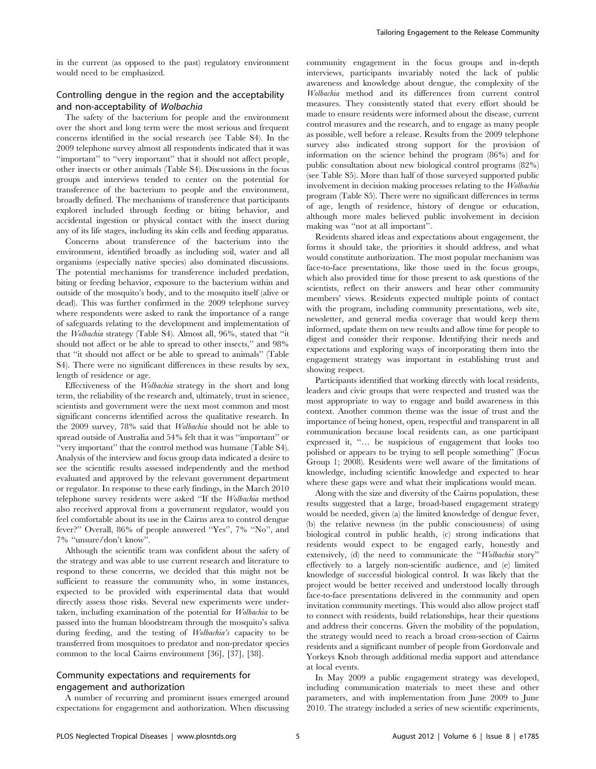in the current (as opposed to the past) regulatory environment would need to be emphasized.

## Controlling dengue in the region and the acceptability and non-acceptability of *Wolbachia*

The safety of the bacterium for people and the environment over the short and long term were the most serious and frequent concerns identified in the social research (see Table S4). In the 2009 telephone survey almost all respondents indicated that it was "important" to "very important" that it should not affect people, other insects or other animals (Table S4). Discussions in the focus groups and interviews tended to center on the potential for transference of the bacterium to people and the environment, broadly defined. The mechanisms of transference that participants explored included through feeding or biting behavior, and accidental ingestion or physical contact with the insect during any of its life stages, including its skin cells and feeding apparatus.

Concerns about transference of the bacterium into the environment, identified broadly as including soil, water and all organisms (especially native species) also dominated discussions. The potential mechanisms for transference included predation, biting or feeding behavior, exposure to the bacterium within and outside of the mosquito's body, and to the mosquito itself (alive or dead). This was further confirmed in the 2009 telephone survey where respondents were asked to rank the importance of a range of safeguards relating to the development and implementation of the *Wolbachia* strategy (Table S4). Almost all, 96%, stated that "it should not affect or be able to spread to other insects," and 98% that "it should not affect or be able to spread to animals" (Table S4). There were no significant differences in these results by sex, length of residence or age.

Effectiveness of the *Wolbachia* strategy in the short and long term, the reliability of the research and, ultimately, trust in science, scientists and government were the next most common and most significant concerns identified across the qualitative research. In the 2009 survey, 78% said that *Wolbachia* should not be able to spread outside of Australia and 54% felt that it was "important" or "very important" that the control method was humane (Table S4). Analysis of the interview and focus group data indicated a desire to see the scientific results assessed independently and the method evaluated and approved by the relevant government department or regulator. In response to these early findings, in the March 2010 telephone survey residents were asked "If the *Wolbachia* method also received approval from a government regulator, would you feel comfortable about its use in the Cairns area to control dengue fever?" Overall, 86% of people answered "Yes", 7% "No", and 7% "unsure/don't know".

Although the scientific team was confident about the safety of the strategy and was able to use current research and literature to respond to these concerns, we decided that this might not be sufficient to reassure the community who, in some instances, expected to be provided with experimental data that would directly assess those risks. Several new experiments were undertaken, including examination of the potential for *Wolbachia* to be passed into the human bloodstream through the mosquito's saliva during feeding, and the testing of *Wolbachia's* capacity to be transferred from mosquitoes to predator and non-predator species common to the local Cairns environment [36], [37], [38].

## Community expectations and requirements for engagement and authorization

A number of recurring and prominent issues emerged around expectations for engagement and authorization. When discussing community engagement in the focus groups and in-depth interviews, participants invariably noted the lack of public awareness and knowledge about dengue, the complexity of the *Wolbachia* method and its differences from current control measures. They consistently stated that every effort should be made to ensure residents were informed about the disease, current control measures and the research, and to engage as many people as possible, well before a release. Results from the 2009 telephone survey also indicated strong support for the provision of information on the science behind the program (86%) and for public consultation about new biological control programs (82%) (see Table S5). More than half of those surveyed supported public involvement in decision making processes relating to the *Wolbachia* program (Table S5). There were no significant differences in terms of age, length of residence, history of dengue or education, although more males believed public involvement in decision making was "not at all important".

Residents shared ideas and expectations about engagement, the forms it should take, the priorities it should address, and what would constitute authorization. The most popular mechanism was face-to-face presentations, like those used in the focus groups, which also provided time for those present to ask questions of the scientists, reflect on their answers and hear other community members' views. Residents expected multiple points of contact with the program, including community presentations, web site, newsletter, and general media coverage that would keep them informed, update them on new results and allow time for people to digest and consider their response. Identifying their needs and expectations and exploring ways of incorporating them into the engagement strategy was important in establishing trust and showing respect.

Participants identified that working directly with local residents, leaders and civic groups that were respected and trusted was the most appropriate way to engage and build awareness in this context. Another common theme was the issue of trust and the importance of being honest, open, respectful and transparent in all communication because local residents can, as one participant expressed it, "… be suspicious of engagement that looks too polished or appears to be trying to sell people something" (Focus Group 1; 2008). Residents were well aware of the limitations of knowledge, including scientific knowledge and expected to hear where these gaps were and what their implications would mean.

Along with the size and diversity of the Cairns population, these results suggested that a large, broad-based engagement strategy would be needed, given (a) the limited knowledge of dengue fever, (b) the relative newness (in the public consciousness) of using biological control in public health, (c) strong indications that residents would expect to be engaged early, honestly and extensively, (d) the need to communicate the "*Wolbachia* story" effectively to a largely non-scientific audience, and (e) limited knowledge of successful biological control. It was likely that the project would be better received and understood locally through face-to-face presentations delivered in the community and open invitation community meetings. This would also allow project staff to connect with residents, build relationships, hear their questions and address their concerns. Given the mobility of the population, the strategy would need to reach a broad cross-section of Cairns residents and a significant number of people from Gordonvale and Yorkeys Knob through additional media support and attendance at local events.

In May 2009 a public engagement strategy was developed, including communication materials to meet these and other parameters, and with implementation from June 2009 to June 2010. The strategy included a series of new scientific experiments,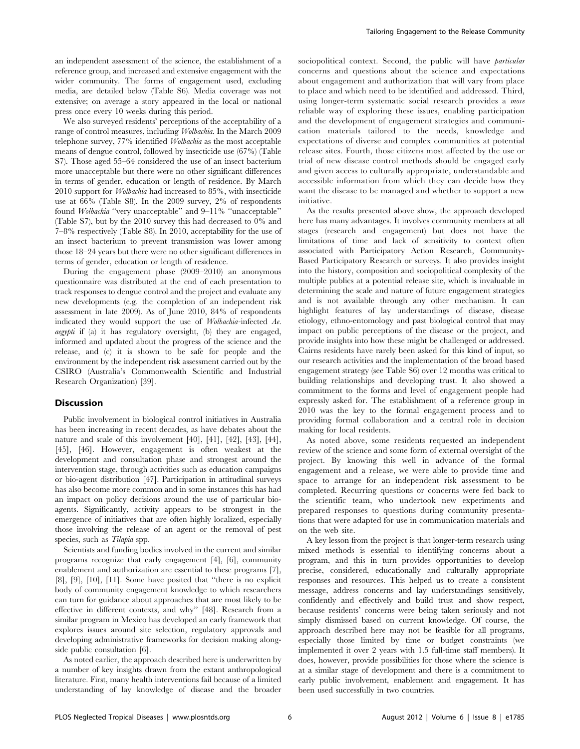an independent assessment of the science, the establishment of a reference group, and increased and extensive engagement with the wider community. The forms of engagement used, excluding media, are detailed below (Table S6). Media coverage was not extensive; on average a story appeared in the local or national press once every 10 weeks during this period.

We also surveyed residents' perceptions of the acceptability of a range of control measures, including *Wolbachia*. In the March 2009 telephone survey, 77% identified *Wolbachia* as the most acceptable means of dengue control, followed by insecticide use (67%) (Table S7). Those aged 55–64 considered the use of an insect bacterium more unacceptable but there were no other significant differences in terms of gender, education or length of residence. By March 2010 support for *Wolbachia* had increased to 85%, with insecticide use at 66% (Table S8). In the 2009 survey, 2% of respondents found *Wolbachia* "very unacceptable" and 9–11% "unacceptable" (Table S7), but by the 2010 survey this had decreased to 0% and 7–8% respectively (Table S8). In 2010, acceptability for the use of an insect bacterium to prevent transmission was lower among those 18–24 years but there were no other significant differences in terms of gender, education or length of residence.

During the engagement phase (2009–2010) an anonymous questionnaire was distributed at the end of each presentation to track responses to dengue control and the project and evaluate any new developments (e.g. the completion of an independent risk assessment in late 2009). As of June 2010, 84% of respondents indicated they would support the use of *Wolbachia*-infected *Ae. aegypti* if (a) it has regulatory oversight, (b) they are engaged, informed and updated about the progress of the science and the release, and (c) it is shown to be safe for people and the environment by the independent risk assessment carried out by the CSIRO (Australia's Commonwealth Scientific and Industrial Research Organization) [39].

## Discussion

Public involvement in biological control initiatives in Australia has been increasing in recent decades, as have debates about the nature and scale of this involvement [40], [41], [42], [43], [44], [45], [46]. However, engagement is often weakest at the development and consultation phase and strongest around the intervention stage, through activities such as education campaigns or bio-agent distribution [47]. Participation in attitudinal surveys has also become more common and in some instances this has had an impact on policy decisions around the use of particular bio-agents. Significantly, activity appears to be strongest in the emergence of initiatives that are often highly localized, especially those involving the release of an agent or the removal of pest species, such as *Tilapia* spp.

Scientists and funding bodies involved in the current and similar programs recognize that early engagement [4], [6], community enablement and authorization are essential to these programs [7], [8], [9], [10], [11]. Some have posited that "there is no explicit body of community engagement knowledge to which researchers can turn for guidance about approaches that are most likely to be effective in different contexts, and why" [48]. Research from a similar program in Mexico has developed an early framework that explores issues around site selection, regulatory approvals and developing administrative frameworks for decision making alongside public consultation [6].

As noted earlier, the approach described here is underwritten by a number of key insights drawn from the extant anthropological literature. First, many health interventions fail because of a limited understanding of lay knowledge of disease and the broader sociopolitical context. Second, the public will have *particular* concerns and questions about the science and expectations about engagement and authorization that will vary from place to place and which need to be identified and addressed. Third, using longer-term systematic social research provides a *more* reliable way of exploring these issues, enabling participation and the development of engagement strategies and communication materials tailored to the needs, knowledge and expectations of diverse and complex communities at potential release sites. Fourth, those citizens most affected by the use or trial of new disease control methods should be engaged early and given access to culturally appropriate, understandable and accessible information from which they can decide how they want the disease to be managed and whether to support a new initiative.

As the results presented above show, the approach developed here has many advantages. It involves community members at all stages (research and engagement) but does not have the limitations of time and lack of sensitivity to context often associated with Participatory Action Research, Community-Based Participatory Research or surveys. It also provides insight into the history, composition and sociopolitical complexity of the multiple publics at a potential release site, which is invaluable in determining the scale and nature of future engagement strategies and is not available through any other mechanism. It can highlight features of lay understandings of disease, disease etiology, ethno-entomology and past biological control that may impact on public perceptions of the disease or the project, and provide insights into how these might be challenged or addressed. Cairns residents have rarely been asked for this kind of input, so our research activities and the implementation of the broad based engagement strategy (see Table S6) over 12 months was critical to building relationships and developing trust. It also showed a commitment to the forms and level of engagement people had expressly asked for. The establishment of a reference group in 2010 was the key to the formal engagement process and to providing formal collaboration and a central role in decision making for local residents.

As noted above, some residents requested an independent review of the science and some form of external oversight of the project. By knowing this well in advance of the formal engagement and a release, we were able to provide time and space to arrange for an independent risk assessment to be completed. Recurring questions or concerns were fed back to the scientific team, who undertook new experiments and prepared responses to questions during community presentations that were adapted for use in communication materials and on the web site.

A key lesson from the project is that longer-term research using mixed methods is essential to identifying concerns about a program, and this in turn provides opportunities to develop precise, considered, educationally and culturally appropriate responses and resources. This helped us to create a consistent message, address concerns and lay understandings sensitively, confidently and effectively and build trust and show respect, because residents' concerns were being taken seriously and not simply dismissed based on current knowledge. Of course, the approach described here may not be feasible for all programs, especially those limited by time or budget constraints (we implemented it over 2 years with 1.5 full-time staff members). It does, however, provide possibilities for those where the science is at a similar stage of development and there is a commitment to early public involvement, enablement and engagement. It has been used successfully in two countries.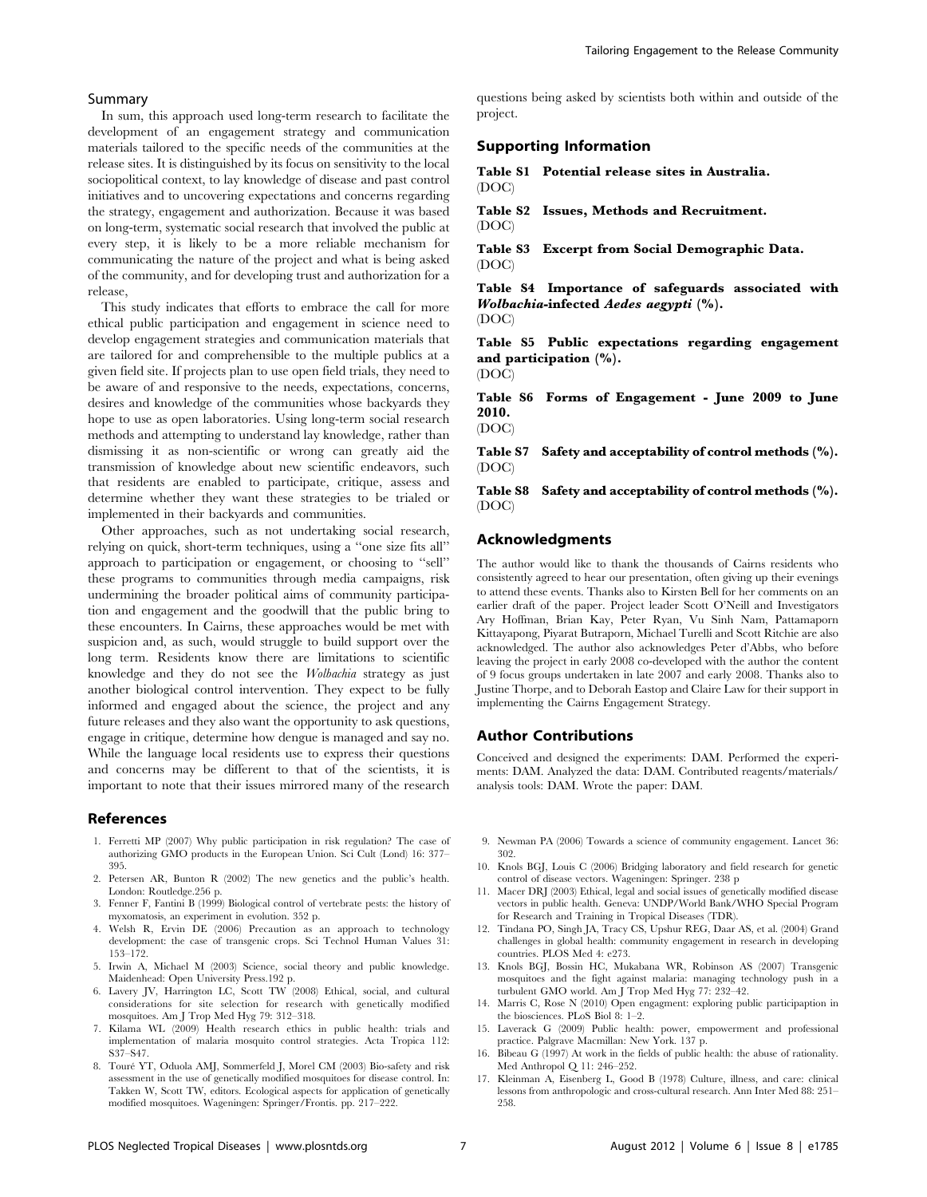## Summary

In sum, this approach used long-term research to facilitate the development of an engagement strategy and communication materials tailored to the specific needs of the communities at the release sites. It is distinguished by its focus on sensitivity to the local sociopolitical context, to lay knowledge of disease and past control initiatives and to uncovering expectations and concerns regarding the strategy, engagement and authorization. Because it was based on long-term, systematic social research that involved the public at every step, it is likely to be a more reliable mechanism for communicating the nature of the project and what is being asked of the community, and for developing trust and authorization for a release,

This study indicates that efforts to embrace the call for more ethical public participation and engagement in science need to develop engagement strategies and communication materials that are tailored for and comprehensible to the multiple publics at a given field site. If projects plan to use open field trials, they need to be aware of and responsive to the needs, expectations, concerns, desires and knowledge of the communities whose backyards they hope to use as open laboratories. Using long-term social research methods and attempting to understand lay knowledge, rather than dismissing it as non-scientific or wrong can greatly aid the transmission of knowledge about new scientific endeavors, such that residents are enabled to participate, critique, assess and determine whether they want these strategies to be trialed or implemented in their backyards and communities.

Other approaches, such as not undertaking social research, relying on quick, short-term techniques, using a "one size fits all" approach to participation or engagement, or choosing to "sell" these programs to communities through media campaigns, risk undermining the broader political aims of community participation and engagement and the goodwill that the public bring to these encounters. In Cairns, these approaches would be met with suspicion and, as such, would struggle to build support over the long term. Residents know there are limitations to scientific knowledge and they do not see the *Wolbachia* strategy as just another biological control intervention. They expect to be fully informed and engaged about the science, the project and any future releases and they also want the opportunity to ask questions, engage in critique, determine how dengue is managed and say no. While the language local residents use to express their questions and concerns may be different to that of the scientists, it is important to note that their issues mirrored many of the research questions being asked by scientists both within and outside of the project.

## Supporting Information

**Table S1 Potential release sites in Australia.**
(DOC)

**Table S2 Issues, Methods and Recruitment.**
(DOC)

**Table S3 Excerpt from Social Demographic Data.**
(DOC)

**Table S4 Importance of safeguards associated with *Wolbachia*-infected *Aedes aegypti* (%).**
(DOC)

**Table S5 Public expectations regarding engagement and participation (%).**
(DOC)

**Table S6 Forms of Engagement - June 2009 to June 2010.**
(DOC)

**Table S7 Safety and acceptability of control methods (%).**
(DOC)

**Table S8 Safety and acceptability of control methods (%).**
(DOC)

## Acknowledgments

The author would like to thank the thousands of Cairns residents who consistently agreed to hear our presentation, often giving up their evenings to attend these events. Thanks also to Kirsten Bell for her comments on an earlier draft of the paper. Project leader Scott O'Neill and Investigators Ary Hoffman, Brian Kay, Peter Ryan, Vu Sinh Nam, Pattamaporn Kittayapong, Piyarat Butraporn, Michael Turelli and Scott Ritchie are also acknowledged. The author also acknowledges Peter d'Abbs, who before leaving the project in early 2008 co-developed with the author the content of 9 focus groups undertaken in late 2007 and early 2008. Thanks also to Justine Thorpe, and to Deborah Eastop and Claire Law for their support in implementing the Cairns Engagement Strategy.

## Author Contributions

Conceived and designed the experiments: DAM. Performed the experiments: DAM. Analyzed the data: DAM. Contributed reagents/materials/analysis tools: DAM. Wrote the paper: DAM.

## References

1. Ferretti MP (2007) Why public participation in risk regulation? The case of authorizing GMO products in the European Union. Sci Cult (Lond) 16: 377–395.
2. Petersen AR, Bunton R (2002) The new genetics and the public's health. London: Routledge.256 p.
3. Fenner F, Fantini B (1999) Biological control of vertebrate pests: the history of myxomatosis, an experiment in evolution. 352 p.
4. Welsh R, Ervin DE (2006) Precaution as an approach to technology development: the case of transgenic crops. Sci Technol Human Values 31: 153–172.
5. Irwin A, Michael M (2003) Science, social theory and public knowledge. Maidenhead: Open University Press.192 p.
6. Lavery JV, Harrington LC, Scott TW (2008) Ethical, social, and cultural considerations for site selection for research with genetically modified mosquitoes. Am J Trop Med Hyg 79: 312–318.
7. Kilama WL (2009) Health research ethics in public health: trials and implementation of malaria mosquito control strategies. Acta Tropica 112: S37–S47.
8. Touré YT, Oduola AMJ, Sommerfeld J, Morel CM (2003) Bio-safety and risk assessment in the use of genetically modified mosquitoes for disease control. In: Takken W, Scott TW, editors. Ecological aspects for application of genetically modified mosquitoes. Wageningen: Springer/Frontis. pp. 217–222.
9. Newman PA (2006) Towards a science of community engagement. Lancet 36: 302.
10. Knols BGJ, Louis C (2006) Bridging laboratory and field research for genetic control of disease vectors. Wageningen: Springer. 238 p
11. Macer DRJ (2003) Ethical, legal and social issues of genetically modified disease vectors in public health. Geneva: UNDP/World Bank/WHO Special Program for Research and Training in Tropical Diseases (TDR).
12. Tindana PO, Singh JA, Tracy CS, Upshur REG, Daar AS, et al. (2004) Grand challenges in global health: community engagement in research in developing countries. PLOS Med 4: e273.
13. Knols BGJ, Bossin HC, Mukabana WR, Robinson AS (2007) Transgenic mosquitoes and the fight against malaria: managing technology push in a turbulent GMO world. Am J Trop Med Hyg 77: 232–42.
14. Marris C, Rose N (2010) Open engagment: exploring public participaption in the biosciences. PLoS Biol 8: 1–2.
15. Laverack G (2009) Public health: power, empowerment and professional practice. Palgrave Macmillan: New York. 137 p.
16. Bibeau G (1997) At work in the fields of public health: the abuse of rationality. Med Anthropol Q 11: 246–252.
17. Kleinman A, Eisenberg L, Good B (1978) Culture, illness, and care: clinical lessons from anthropologic and cross-cultural research. Ann Inter Med 88: 251–258.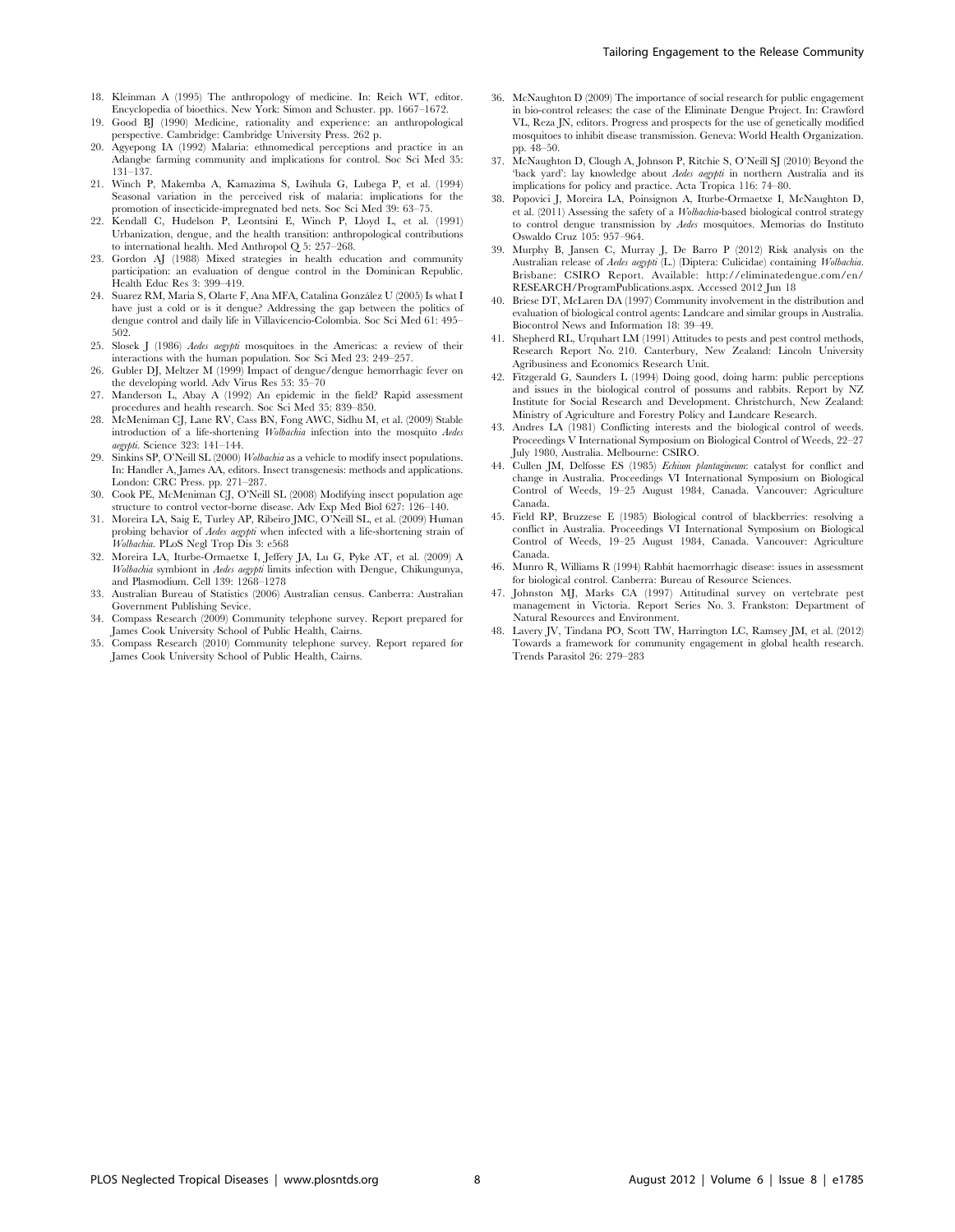18. Kleinman A (1995) The anthropology of medicine. In: Reich WT, editor. Encyclopedia of bioethics. New York: Simon and Schuster. pp. 1667–1672.
19. Good BJ (1990) Medicine, rationality and experience: an anthropological perspective. Cambridge: Cambridge University Press. 262 p.
20. Agyepong IA (1992) Malaria: ethnomedical perceptions and practice in an Adangbe farming community and implications for control. Soc Sci Med 35: 131–137.
21. Winch P, Makemba A, Kamazima S, Lwihula G, Lubega P, et al. (1994) Seasonal variation in the perceived risk of malaria: implications for the promotion of insecticide-impregnated bed nets. Soc Sci Med 39: 63–75.
22. Kendall C, Hudelson P, Leontsini E, Winch P, Lloyd L, et al. (1991) Urbanization, dengue, and the health transition: anthropological contributions to international health. Med Anthropol Q 5: 257–268.
23. Gordon AJ (1988) Mixed strategies in health education and community participation: an evaluation of dengue control in the Dominican Republic. Health Educ Res 3: 399–419.
24. Suarez RM, Maria S, Olarte F, Ana MFA, Catalina González U (2005) Is what I have just a cold or is it dengue? Addressing the gap between the politics of dengue control and daily life in Villavicencio-Colombia. Soc Sci Med 61: 495–502.
25. Slosek J (1986) *Aedes aegypti* mosquitoes in the Americas: a review of their interactions with the human population. Soc Sci Med 23: 249–257.
26. Gubler DJ, Meltzer M (1999) Impact of dengue/dengue hemorrhagic fever on the developing world. Adv Virus Res 53: 35–70
27. Manderson L, Abay A (1992) An epidemic in the field? Rapid assessment procedures and health research. Soc Sci Med 35: 839–850.
28. McMeniman CJ, Lane RV, Cass BN, Fong AWC, Sidhu M, et al. (2009) Stable introduction of a life-shortening *Wolbachia* infection into the mosquito *Aedes aegypti*. Science 323: 141–144.
29. Sinkins SP, O'Neill SL (2000) *Wolbachia* as a vehicle to modify insect populations. In: Handler A, James AA, editors. Insect transgenesis: methods and applications. London: CRC Press. pp. 271–287.
30. Cook PE, McMeniman CJ, O'Neill SL (2008) Modifying insect population age structure to control vector-borne disease. Adv Exp Med Biol 627: 126–140.
31. Moreira LA, Saig E, Turley AP, Ribeiro JMC, O'Neill SL, et al. (2009) Human probing behavior of *Aedes aegypti* when infected with a life-shortening strain of *Wolbachia*. PLoS Negl Trop Dis 3: e568
32. Moreira LA, Iturbe-Ormaetxe I, Jeffery JA, Lu G, Pyke AT, et al. (2009) A *Wolbachia* symbiont in *Aedes aegypti* limits infection with Dengue, Chikungunya, and Plasmodium. Cell 139: 1268–1278
33. Australian Bureau of Statistics (2006) Australian census. Canberra: Australian Government Publishing Sevice.
34. Compass Research (2009) Community telephone survey. Report prepared for James Cook University School of Public Health, Cairns.
35. Compass Research (2010) Community telephone survey. Report repared for James Cook University School of Public Health, Cairns.
36. McNaughton D (2009) The importance of social research for public engagement in bio-control releases: the case of the Eliminate Dengue Project. In: Crawford VL, Reza JN, editors. Progress and prospects for the use of genetically modified mosquitoes to inhibit disease transmission. Geneva: World Health Organization. pp. 48–50.
37. McNaughton D, Clough A, Johnson P, Ritchie S, O'Neill SJ (2010) Beyond the 'back yard': lay knowledge about *Aedes aegypti* in northern Australia and its implications for policy and practice. Acta Tropica 116: 74–80.
38. Popovici J, Moreira LA, Poinsignon A, Iturbe-Ormaetxe I, McNaughton D, et al. (2011) Assessing the safety of a *Wolbachia*-based biological control strategy to control dengue transmission by *Aedes* mosquitoes. Memorias do Instituto Oswaldo Cruz 105: 957–964.
39. Murphy B, Jansen C, Murray J, De Barro P (2012) Risk analysis on the Australian release of *Aedes aegypti* (L.) (Diptera: Culicidae) containing *Wolbachia*. Brisbane: CSIRO Report. Available: http://eliminatedengue.com/en/RESEARCH/ProgramPublications.aspx. Accessed 2012 Jun 18
40. Briese DT, McLaren DA (1997) Community involvement in the distribution and evaluation of biological control agents: Landcare and similar groups in Australia. Biocontrol News and Information 18: 39–49.
41. Shepherd RL, Urquhart LM (1991) Attitudes to pests and pest control methods, Research Report No. 210. Canterbury, New Zealand: Lincoln University Agribusiness and Economics Research Unit.
42. Fitzgerald G, Saunders L (1994) Doing good, doing harm: public perceptions and issues in the biological control of possums and rabbits. Report by NZ Institute for Social Research and Development. Christchurch, New Zealand: Ministry of Agriculture and Forestry Policy and Landcare Research.
43. Andres LA (1981) Conflicting interests and the biological control of weeds. Proceedings V International Symposium on Biological Control of Weeds, 22–27 July 1980, Australia. Melbourne: CSIRO.
44. Cullen JM, Delfosse ES (1985) *Echium plantagineum*: catalyst for conflict and change in Australia. Proceedings VI International Symposium on Biological Control of Weeds, 19–25 August 1984, Canada. Vancouver: Agriculture Canada.
45. Field RP, Bruzzese E (1985) Biological control of blackberries: resolving a conflict in Australia. Proceedings VI International Symposium on Biological Control of Weeds, 19–25 August 1984, Canada. Vancouver: Agriculture Canada.
46. Munro R, Williams R (1994) Rabbit haemorrhagic disease: issues in assessment for biological control. Canberra: Bureau of Resource Sciences.
47. Johnston MJ, Marks CA (1997) Attitudinal survey on vertebrate pest management in Victoria. Report Series No. 3. Frankston: Department of Natural Resources and Environment.
48. Lavery JV, Tindana PO, Scott TW, Harrington LC, Ramsey JM, et al. (2012) Towards a framework for community engagement in global health research. Trends Parasitol 26: 279–283